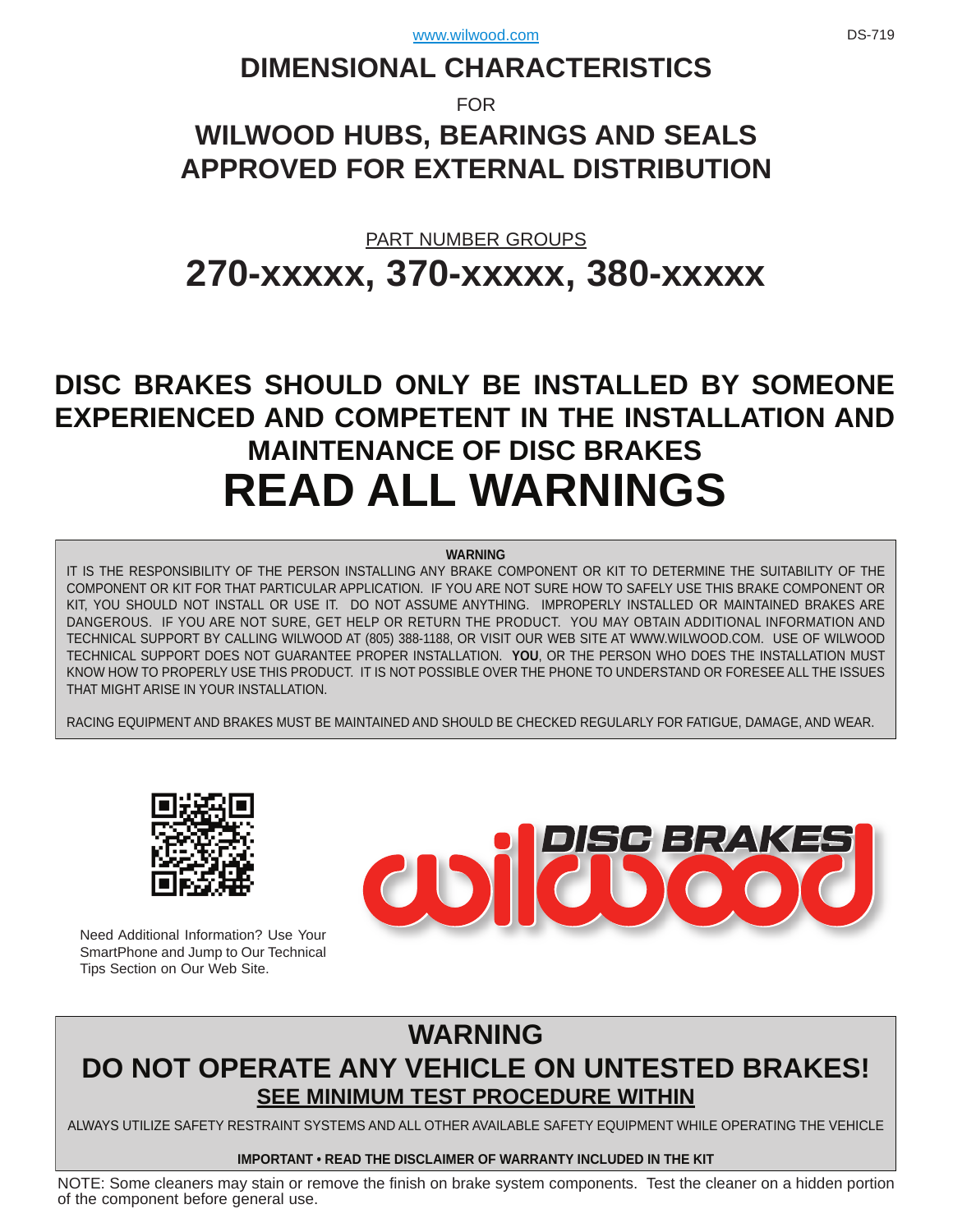www.wilwood.com

DS-719

# DIMENSIONAL CHARACTERISTICS

FOR

# WILWOOD HUBS, BEARINGS AND SEALS APPROVED FOR EXTERNAL DISTRIBUTION

PART NUMBER GROUPS

# 270-xxxxx, 370-xxxxx, 380-xxxxx

## DISC BRAKES SHOULD ONLY BE INSTALLED BY SOMEONE EXPERIENCED AND COMPETENT IN THE INSTALLATION AND MAINTENANCE OF DISC BRAKES

# READ ALL WARNINGS

**WARNING**

IT IS THE RESPONSIBILITY OF THE PERSON INSTALLING ANY BRAKE COMPONENT OR KIT TO DETERMINE THE SUITABILITY OF THE COMPONENT OR KIT FOR THAT PARTICULAR APPLICATION. IF YOU ARE NOT SURE HOW TO SAFELY USE THIS BRAKE COMPONENT OR KIT, YOU SHOULD NOT INSTALL OR USE IT. DO NOT ASSUME ANYTHING. IMPROPERLY INSTALLED OR MAINTAINED BRAKES ARE DANGEROUS. IF YOU ARE NOT SURE, GET HELP OR RETURN THE PRODUCT. YOU MAY OBTAIN ADDITIONAL INFORMATION AND TECHNICAL SUPPORT BY CALLING WILWOOD AT (805) 388-1188, OR VISIT OUR WEB SITE AT WWW.WILWOOD.COM. USE OF WILWOOD TECHNICAL SUPPORT DOES NOT GUARANTEE PROPER INSTALLATION. **YOU**, OR THE PERSON WHO DOES THE INSTALLATION MUST KNOW HOW TO PROPERLY USE THIS PRODUCT. IT IS NOT POSSIBLE OVER THE PHONE TO UNDERSTAND OR FORESEE ALL THE ISSUES THAT MIGHT ARISE IN YOUR INSTALLATION.

RACING EQUIPMENT AND BRAKES MUST BE MAINTAINED AND SHOULD BE CHECKED REGULARLY FOR FATIGUE, DAMAGE, AND WEAR.

Need Additional Information? Use Your SmartPhone and Jump to Our Technical Tips Section on Our Web Site.

## WARNING

## DO NOT OPERATE ANY VEHICLE ON UNTESTED BRAKES!

**SEE MINIMUM TEST PROCEDURE WITHIN**

ALWAYS UTILIZE SAFETY RESTRAINT SYSTEMS AND ALL OTHER AVAILABLE SAFETY EQUIPMENT WHILE OPERATING THE VEHICLE

**IMPORTANT • READ THE DISCLAIMER OF WARRANTY INCLUDED IN THE KIT**

NOTE: Some cleaners may stain or remove the finish on brake system components. Test the cleaner on a hidden portion of the component before general use.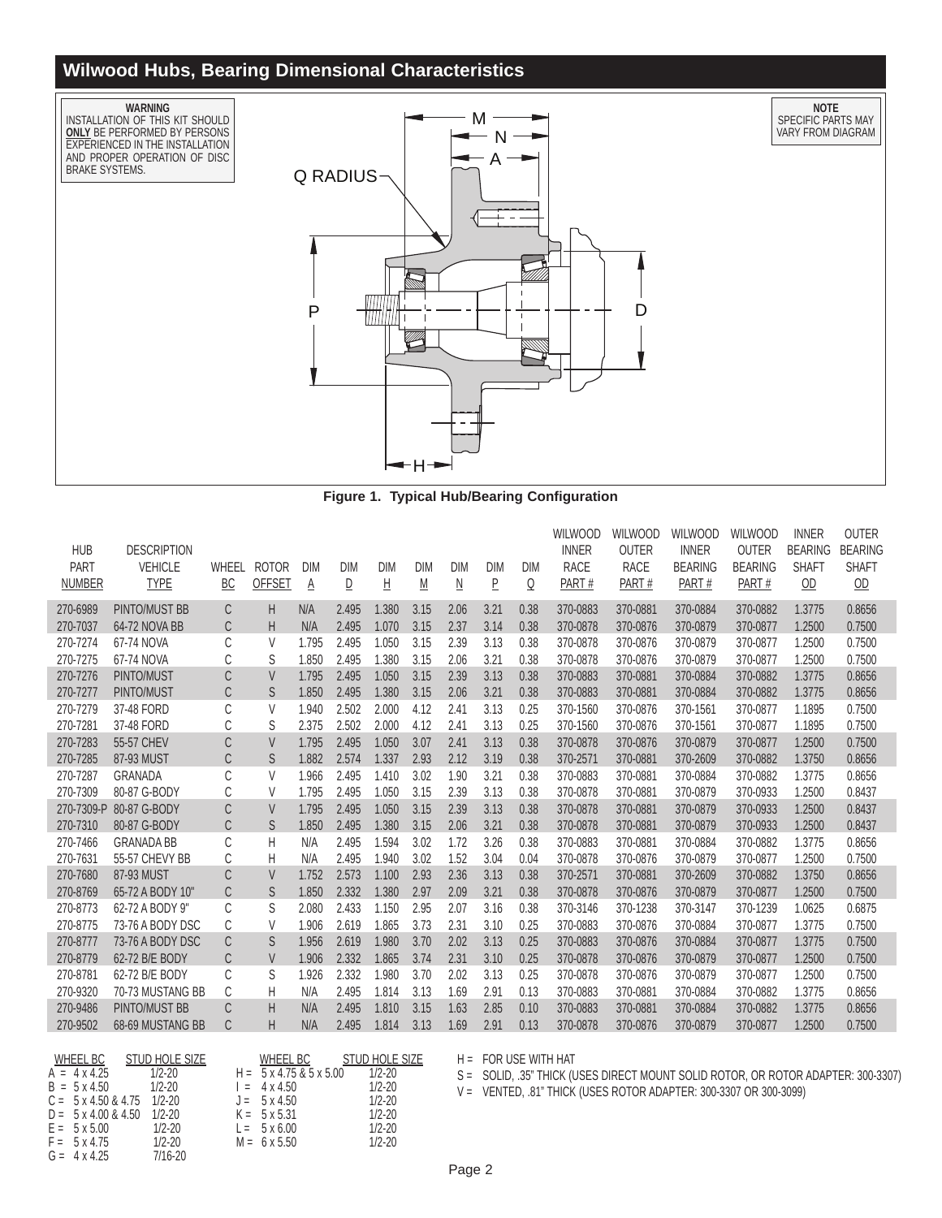## Wilwood Hubs, Bearing Dimensional Characteristics

**WARNING**
INSTALLATION OF THIS KIT SHOULD **ONLY** BE PERFORMED BY PERSONS EXPERIENCED IN THE INSTALLATION AND PROPER OPERATION OF DISC BRAKE SYSTEMS.

**NOTE**
SPECIFIC PARTS MAY VARY FROM DIAGRAM

M
N
A
Q RADIUS
P
D
H

**Figure 1. Typical Hub/Bearing Configuration**

| HUB PART NUMBER | DESCRIPTION VEHICLE TYPE | WHEEL BC | ROTOR OFFSET | DIM A | DIM D | DIM H | DIM M | DIM N | DIM P | DIM Q | WILWOOD INNER RACE PART # | WILWOOD OUTER RACE PART # | WILWOOD INNER BEARING PART # | WILWOOD OUTER BEARING PART # | INNER BEARING SHAFT OD | OUTER BEARING SHAFT OD |
|---|---|---|---|---|---|---|---|---|---|---|---|---|---|---|---|---|
| 270-6989 | PINTO/MUST BB | C | H | N/A | 2.495 | 1.380 | 3.15 | 2.06 | 3.21 | 0.38 | 370-0883 | 370-0881 | 370-0884 | 370-0882 | 1.3775 | 0.8656 |
| 270-7037 | 64-72 NOVA BB | C | H | N/A | 2.495 | 1.070 | 3.15 | 2.37 | 3.14 | 0.38 | 370-0878 | 370-0876 | 370-0879 | 370-0877 | 1.2500 | 0.7500 |
| 270-7274 | 67-74 NOVA | C | V | 1.795 | 2.495 | 1.050 | 3.15 | 2.39 | 3.13 | 0.38 | 370-0878 | 370-0876 | 370-0879 | 370-0877 | 1.2500 | 0.7500 |
| 270-7275 | 67-74 NOVA | C | S | 1.850 | 2.495 | 1.380 | 3.15 | 2.06 | 3.21 | 0.38 | 370-0878 | 370-0876 | 370-0879 | 370-0877 | 1.2500 | 0.7500 |
| 270-7276 | PINTO/MUST | C | V | 1.795 | 2.495 | 1.050 | 3.15 | 2.39 | 3.13 | 0.38 | 370-0883 | 370-0881 | 370-0884 | 370-0882 | 1.3775 | 0.8656 |
| 270-7277 | PINTO/MUST | C | S | 1.850 | 2.495 | 1.380 | 3.15 | 2.06 | 3.21 | 0.38 | 370-0883 | 370-0881 | 370-0884 | 370-0882 | 1.3775 | 0.8656 |
| 270-7279 | 37-48 FORD | C | V | 1.940 | 2.502 | 2.000 | 4.12 | 2.41 | 3.13 | 0.25 | 370-1560 | 370-0876 | 370-1561 | 370-0877 | 1.1895 | 0.7500 |
| 270-7281 | 37-48 FORD | C | S | 2.375 | 2.502 | 2.000 | 4.12 | 2.41 | 3.13 | 0.25 | 370-1560 | 370-0876 | 370-1561 | 370-0877 | 1.1895 | 0.7500 |
| 270-7283 | 55-57 CHEV | C | V | 1.795 | 2.495 | 1.050 | 3.07 | 2.41 | 3.13 | 0.38 | 370-0878 | 370-0876 | 370-0879 | 370-0877 | 1.2500 | 0.7500 |
| 270-7285 | 87-93 MUST | C | S | 1.882 | 2.574 | 1.337 | 2.93 | 2.12 | 3.19 | 0.38 | 370-2571 | 370-0881 | 370-2609 | 370-0882 | 1.3750 | 0.8656 |
| 270-7287 | GRANADA | C | V | 1.966 | 2.495 | 1.410 | 3.02 | 1.90 | 3.21 | 0.38 | 370-0883 | 370-0881 | 370-0884 | 370-0882 | 1.3775 | 0.8656 |
| 270-7309 | 80-87 G-BODY | C | V | 1.795 | 2.495 | 1.050 | 3.15 | 2.39 | 3.13 | 0.38 | 370-0878 | 370-0881 | 370-0879 | 370-0933 | 1.2500 | 0.8437 |
| 270-7309-P | 80-87 G-BODY | C | V | 1.795 | 2.495 | 1.050 | 3.15 | 2.39 | 3.13 | 0.38 | 370-0878 | 370-0881 | 370-0879 | 370-0933 | 1.2500 | 0.8437 |
| 270-7310 | 80-87 G-BODY | C | S | 1.850 | 2.495 | 1.380 | 3.15 | 2.06 | 3.21 | 0.38 | 370-0878 | 370-0881 | 370-0879 | 370-0933 | 1.2500 | 0.8437 |
| 270-7466 | GRANADA BB | C | H | N/A | 2.495 | 1.594 | 3.02 | 1.72 | 3.26 | 0.38 | 370-0883 | 370-0881 | 370-0884 | 370-0882 | 1.3775 | 0.8656 |
| 270-7631 | 55-57 CHEVY BB | C | H | N/A | 2.495 | 1.940 | 3.02 | 1.52 | 3.04 | 0.04 | 370-0878 | 370-0876 | 370-0879 | 370-0877 | 1.2500 | 0.7500 |
| 270-7680 | 87-93 MUST | C | V | 1.752 | 2.573 | 1.100 | 2.93 | 2.36 | 3.13 | 0.38 | 370-2571 | 370-0881 | 370-2609 | 370-0882 | 1.3750 | 0.8656 |
| 270-8769 | 65-72 A BODY 10" | C | S | 1.850 | 2.332 | 1.380 | 2.97 | 2.09 | 3.21 | 0.38 | 370-0878 | 370-0876 | 370-0879 | 370-0877 | 1.2500 | 0.7500 |
| 270-8773 | 62-72 A BODY 9" | C | S | 2.080 | 2.433 | 1.150 | 2.95 | 2.07 | 3.16 | 0.38 | 370-3146 | 370-1238 | 370-3147 | 370-1239 | 1.0625 | 0.6875 |
| 270-8775 | 73-76 A BODY DSC | C | V | 1.906 | 2.619 | 1.865 | 3.73 | 2.31 | 3.10 | 0.25 | 370-0883 | 370-0876 | 370-0884 | 370-0877 | 1.3775 | 0.7500 |
| 270-8777 | 73-76 A BODY DSC | C | S | 1.956 | 2.619 | 1.980 | 3.70 | 2.02 | 3.13 | 0.25 | 370-0883 | 370-0876 | 370-0884 | 370-0877 | 1.3775 | 0.7500 |
| 270-8779 | 62-72 B/E BODY | C | V | 1.906 | 2.332 | 1.865 | 3.74 | 2.31 | 3.10 | 0.25 | 370-0878 | 370-0876 | 370-0879 | 370-0877 | 1.2500 | 0.7500 |
| 270-8781 | 62-72 B/E BODY | C | S | 1.926 | 2.332 | 1.980 | 3.70 | 2.02 | 3.13 | 0.25 | 370-0878 | 370-0876 | 370-0879 | 370-0877 | 1.2500 | 0.7500 |
| 270-9320 | 70-73 MUSTANG BB | C | H | N/A | 2.495 | 1.814 | 3.13 | 1.69 | 2.91 | 0.13 | 370-0883 | 370-0881 | 370-0884 | 370-0882 | 1.3775 | 0.8656 |
| 270-9486 | PINTO/MUST BB | C | H | N/A | 2.495 | 1.810 | 3.15 | 1.63 | 2.85 | 0.10 | 370-0883 | 370-0881 | 370-0884 | 370-0882 | 1.3775 | 0.8656 |
| 270-9502 | 68-69 MUSTANG BB | C | H | N/A | 2.495 | 1.814 | 3.13 | 1.69 | 2.91 | 0.13 | 370-0878 | 370-0876 | 370-0879 | 370-0877 | 1.2500 | 0.7500 |

| WHEEL BC | STUD HOLE SIZE |
|---|---|
| A = 4 x 4.25 | 1/2-20 |
| B = 5 x 4.50 | 1/2-20 |
| C = 5 x 4.50 & 4.75 | 1/2-20 |
| D = 5 x 4.00 & 4.50 | 1/2-20 |
| E = 5 x 5.00 | 1/2-20 |
| F = 5 x 4.75 | 1/2-20 |
| G = 4 x 4.25 | 7/16-20 |

| WHEEL BC | STUD HOLE SIZE |
|---|---|
| H = 5 x 4.75 & 5 x 5.00 | 1/2-20 |
| I = 4 x 4.50 | 1/2-20 |
| J = 5 x 4.50 | 1/2-20 |
| K = 5 x 5.31 | 1/2-20 |
| L = 5 x 6.00 | 1/2-20 |
| M = 6 x 5.50 | 1/2-20 |

H = FOR USE WITH HAT

S = SOLID, .35" THICK (USES DIRECT MOUNT SOLID ROTOR, OR ROTOR ADAPTER: 300-3307)

V = VENTED, .81" THICK (USES ROTOR ADAPTER: 300-3307 OR 300-3099)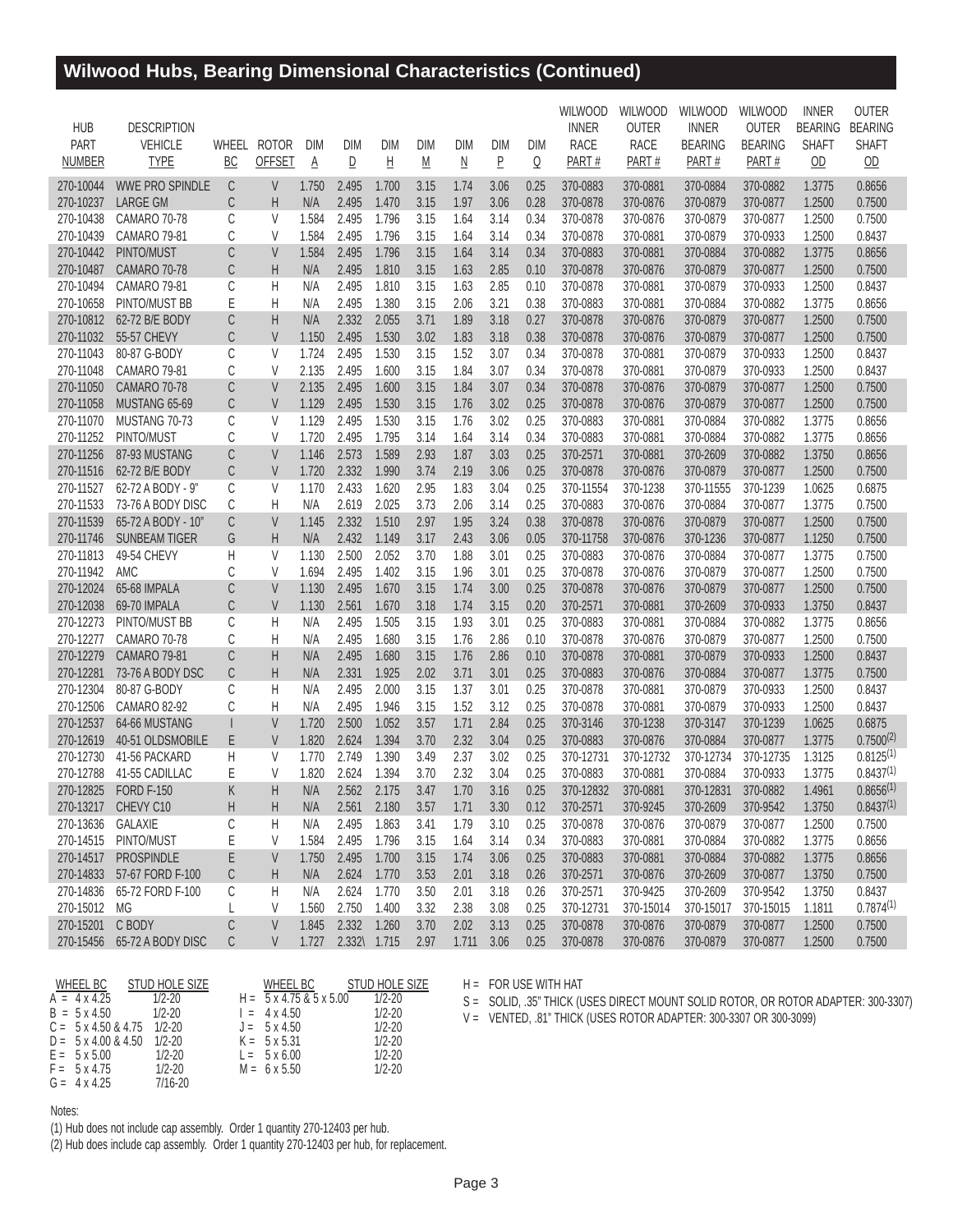## Wilwood Hubs, Bearing Dimensional Characteristics (Continued)

| HUB PART NUMBER | DESCRIPTION VEHICLE TYPE | WHEEL BC | ROTOR OFFSET | DIM A | DIM D | DIM H | DIM M | DIM N | DIM P | DIM Q | WILWOOD INNER RACE PART # | WILWOOD OUTER RACE PART # | WILWOOD INNER BEARING PART # | WILWOOD OUTER BEARING PART # | INNER BEARING SHAFT OD | OUTER BEARING SHAFT OD |
|---|---|---|---|---|---|---|---|---|---|---|---|---|---|---|---|---|
| 270-10044 | WWE PRO SPINDLE | C | V | 1.750 | 2.495 | 1.700 | 3.15 | 1.74 | 3.06 | 0.25 | 370-0883 | 370-0881 | 370-0884 | 370-0882 | 1.3775 | 0.8656 |
| 270-10237 | LARGE GM | C | H | N/A | 2.495 | 1.470 | 3.15 | 1.97 | 3.06 | 0.28 | 370-0878 | 370-0876 | 370-0879 | 370-0877 | 1.2500 | 0.7500 |
| 270-10438 | CAMARO 70-78 | C | V | 1.584 | 2.495 | 1.796 | 3.15 | 1.64 | 3.14 | 0.34 | 370-0878 | 370-0876 | 370-0879 | 370-0877 | 1.2500 | 0.7500 |
| 270-10439 | CAMARO 79-81 | C | V | 1.584 | 2.495 | 1.796 | 3.15 | 1.64 | 3.14 | 0.34 | 370-0878 | 370-0881 | 370-0879 | 370-0933 | 1.2500 | 0.8437 |
| 270-10442 | PINTO/MUST | C | V | 1.584 | 2.495 | 1.796 | 3.15 | 1.64 | 3.14 | 0.34 | 370-0883 | 370-0881 | 370-0884 | 370-0882 | 1.3775 | 0.8656 |
| 270-10487 | CAMARO 70-78 | C | H | N/A | 2.495 | 1.810 | 3.15 | 1.63 | 2.85 | 0.10 | 370-0878 | 370-0876 | 370-0879 | 370-0877 | 1.2500 | 0.7500 |
| 270-10494 | CAMARO 79-81 | C | H | N/A | 2.495 | 1.810 | 3.15 | 1.63 | 2.85 | 0.10 | 370-0878 | 370-0881 | 370-0879 | 370-0933 | 1.2500 | 0.8437 |
| 270-10658 | PINTO/MUST BB | E | H | N/A | 2.495 | 1.380 | 3.15 | 2.06 | 3.21 | 0.38 | 370-0883 | 370-0881 | 370-0884 | 370-0882 | 1.3775 | 0.8656 |
| 270-10812 | 62-72 B/E BODY | C | H | N/A | 2.332 | 2.055 | 3.71 | 1.89 | 3.18 | 0.27 | 370-0878 | 370-0876 | 370-0879 | 370-0877 | 1.2500 | 0.7500 |
| 270-11032 | 55-57 CHEVY | C | V | 1.150 | 2.495 | 1.530 | 3.02 | 1.83 | 3.18 | 0.38 | 370-0878 | 370-0876 | 370-0879 | 370-0877 | 1.2500 | 0.7500 |
| 270-11043 | 80-87 G-BODY | C | V | 1.724 | 2.495 | 1.530 | 3.15 | 1.52 | 3.07 | 0.34 | 370-0878 | 370-0881 | 370-0879 | 370-0933 | 1.2500 | 0.8437 |
| 270-11048 | CAMARO 79-81 | C | V | 2.135 | 2.495 | 1.600 | 3.15 | 1.84 | 3.07 | 0.34 | 370-0878 | 370-0881 | 370-0879 | 370-0933 | 1.2500 | 0.8437 |
| 270-11050 | CAMARO 70-78 | C | V | 2.135 | 2.495 | 1.600 | 3.15 | 1.84 | 3.07 | 0.34 | 370-0878 | 370-0876 | 370-0879 | 370-0877 | 1.2500 | 0.7500 |
| 270-11058 | MUSTANG 65-69 | C | V | 1.129 | 2.495 | 1.530 | 3.15 | 1.76 | 3.02 | 0.25 | 370-0878 | 370-0876 | 370-0879 | 370-0877 | 1.2500 | 0.7500 |
| 270-11070 | MUSTANG 70-73 | C | V | 1.129 | 2.495 | 1.530 | 3.15 | 1.76 | 3.02 | 0.25 | 370-0883 | 370-0881 | 370-0884 | 370-0882 | 1.3775 | 0.8656 |
| 270-11252 | PINTO/MUST | C | V | 1.720 | 2.495 | 1.795 | 3.14 | 1.64 | 3.14 | 0.34 | 370-0883 | 370-0881 | 370-0884 | 370-0882 | 1.3775 | 0.8656 |
| 270-11256 | 87-93 MUSTANG | C | V | 1.146 | 2.573 | 1.589 | 2.93 | 1.87 | 3.03 | 0.25 | 370-2571 | 370-0881 | 370-2609 | 370-0882 | 1.3750 | 0.8656 |
| 270-11516 | 62-72 B/E BODY | C | V | 1.720 | 2.332 | 1.990 | 3.74 | 2.19 | 3.06 | 0.25 | 370-0878 | 370-0876 | 370-0879 | 370-0877 | 1.2500 | 0.7500 |
| 270-11527 | 62-72 A BODY - 9" | C | V | 1.170 | 2.433 | 1.620 | 2.95 | 1.83 | 3.04 | 0.25 | 370-11554 | 370-1238 | 370-11555 | 370-1239 | 1.0625 | 0.6875 |
| 270-11533 | 73-76 A BODY DISC | C | H | N/A | 2.619 | 2.025 | 3.73 | 2.06 | 3.14 | 0.25 | 370-0883 | 370-0876 | 370-0884 | 370-0877 | 1.3775 | 0.7500 |
| 270-11539 | 65-72 A BODY - 10" | C | V | 1.145 | 2.332 | 1.510 | 2.97 | 1.95 | 3.24 | 0.38 | 370-0878 | 370-0876 | 370-0879 | 370-0877 | 1.2500 | 0.7500 |
| 270-11746 | SUNBEAM TIGER | G | H | N/A | 2.432 | 1.149 | 3.17 | 2.43 | 3.06 | 0.05 | 370-11758 | 370-0876 | 370-1236 | 370-0877 | 1.1250 | 0.7500 |
| 270-11813 | 49-54 CHEVY | H | V | 1.130 | 2.500 | 2.052 | 3.70 | 1.88 | 3.01 | 0.25 | 370-0883 | 370-0876 | 370-0884 | 370-0877 | 1.3775 | 0.7500 |
| 270-11942 | AMC | C | V | 1.694 | 2.495 | 1.402 | 3.15 | 1.96 | 3.01 | 0.25 | 370-0878 | 370-0876 | 370-0879 | 370-0877 | 1.2500 | 0.7500 |
| 270-12024 | 65-68 IMPALA | C | V | 1.130 | 2.495 | 1.670 | 3.15 | 1.74 | 3.00 | 0.25 | 370-0878 | 370-0876 | 370-0879 | 370-0877 | 1.2500 | 0.7500 |
| 270-12038 | 69-70 IMPALA | C | V | 1.130 | 2.561 | 1.670 | 3.18 | 1.74 | 3.15 | 0.20 | 370-2571 | 370-0881 | 370-2609 | 370-0933 | 1.3750 | 0.8437 |
| 270-12273 | PINTO/MUST BB | C | H | N/A | 2.495 | 1.505 | 3.15 | 1.93 | 3.01 | 0.25 | 370-0883 | 370-0881 | 370-0884 | 370-0882 | 1.3775 | 0.8656 |
| 270-12277 | CAMARO 70-78 | C | H | N/A | 2.495 | 1.680 | 3.15 | 1.76 | 2.86 | 0.10 | 370-0878 | 370-0876 | 370-0879 | 370-0877 | 1.2500 | 0.7500 |
| 270-12279 | CAMARO 79-81 | C | H | N/A | 2.495 | 1.680 | 3.15 | 1.76 | 2.86 | 0.10 | 370-0878 | 370-0881 | 370-0879 | 370-0933 | 1.2500 | 0.8437 |
| 270-12281 | 73-76 A BODY DSC | C | H | N/A | 2.331 | 1.925 | 2.02 | 3.71 | 3.01 | 0.25 | 370-0883 | 370-0876 | 370-0884 | 370-0877 | 1.3775 | 0.7500 |
| 270-12304 | 80-87 G-BODY | C | H | N/A | 2.495 | 2.000 | 3.15 | 1.37 | 3.01 | 0.25 | 370-0878 | 370-0881 | 370-0879 | 370-0933 | 1.2500 | 0.8437 |
| 270-12506 | CAMARO 82-92 | C | H | N/A | 2.495 | 1.946 | 3.15 | 1.52 | 3.12 | 0.25 | 370-0878 | 370-0881 | 370-0879 | 370-0933 | 1.2500 | 0.8437 |
| 270-12537 | 64-66 MUSTANG | I | V | 1.720 | 2.500 | 1.052 | 3.57 | 1.71 | 2.84 | 0.25 | 370-3146 | 370-1238 | 370-3147 | 370-1239 | 1.0625 | 0.6875 |
| 270-12619 | 40-51 OLDSMOBILE | E | V | 1.820 | 2.624 | 1.394 | 3.70 | 2.32 | 3.04 | 0.25 | 370-0883 | 370-0881 | 370-0884 | 370-0882 | 1.3775 | 0.7500(2) |
| 270-12730 | 41-56 PACKARD | H | V | 1.770 | 2.749 | 1.390 | 3.49 | 2.37 | 3.02 | 0.25 | 370-12731 | 370-12732 | 370-12734 | 370-12735 | 1.3125 | 0.8125(1) |
| 270-12788 | 41-55 CADILLAC | E | V | 1.820 | 2.624 | 1.394 | 3.70 | 2.32 | 3.04 | 0.25 | 370-0883 | 370-0881 | 370-0884 | 370-0933 | 1.3775 | 0.8437(1) |
| 270-12825 | FORD F-150 | K | H | N/A | 2.562 | 2.175 | 3.47 | 1.70 | 3.16 | 0.25 | 370-12832 | 370-0881 | 370-12831 | 370-0882 | 1.4961 | 0.8656(1) |
| 270-13217 | CHEVY C10 | H | H | N/A | 2.561 | 2.180 | 3.57 | 1.71 | 3.30 | 0.12 | 370-2571 | 370-9245 | 370-2609 | 370-9542 | 1.3750 | 0.8437(1) |
| 270-13636 | GALAXIE | C | H | N/A | 2.495 | 1.863 | 3.41 | 1.79 | 3.10 | 0.25 | 370-0878 | 370-0876 | 370-0879 | 370-0877 | 1.2500 | 0.7500 |
| 270-14515 | PINTO/MUST | E | V | 1.584 | 2.495 | 1.796 | 3.15 | 1.64 | 3.14 | 0.34 | 370-0883 | 370-0881 | 370-0884 | 370-0882 | 1.3775 | 0.8656 |
| 270-14517 | PROSPINDLE | E | V | 1.750 | 2.495 | 1.700 | 3.15 | 1.74 | 3.06 | 0.25 | 370-0883 | 370-0881 | 370-0884 | 370-0882 | 1.3775 | 0.8656 |
| 270-14833 | 57-67 FORD F-100 | C | H | N/A | 2.624 | 1.770 | 3.53 | 2.01 | 3.18 | 0.26 | 370-2571 | 370-0876 | 370-2609 | 370-0877 | 1.3750 | 0.7500 |
| 270-14836 | 65-72 FORD F-100 | C | H | N/A | 2.624 | 1.770 | 3.50 | 2.01 | 3.18 | 0.26 | 370-2571 | 370-9425 | 370-2609 | 370-9542 | 1.3750 | 0.8437 |
| 270-15012 | MG | L | V | 1.560 | 2.750 | 1.400 | 3.32 | 2.38 | 3.08 | 0.25 | 370-12731 | 370-15014 | 370-15017 | 370-15015 | 1.1811 | 0.7874(1) |
| 270-15201 | C BODY | C | V | 1.845 | 2.332 | 1.260 | 3.70 | 2.02 | 3.13 | 0.25 | 370-0878 | 370-0876 | 370-0879 | 370-0877 | 1.2500 | 0.7500 |
| 270-15456 | 65-72 A BODY DISC | C | V | 1.727 | 2.332\ | 1.715 | 2.97 | 1.711 | 3.06 | 0.25 | 370-0878 | 370-0876 | 370-0879 | 370-0877 | 1.2500 | 0.7500 |

| WHEEL BC | STUD HOLE SIZE |
|---|---|
| A = 4 x 4.25 | 1/2-20 |
| B = 5 x 4.50 | 1/2-20 |
| C = 5 x 4.50 & 4.75 | 1/2-20 |
| D = 5 x 4.00 & 4.50 | 1/2-20 |
| E = 5 x 5.00 | 1/2-20 |
| F = 5 x 4.75 | 1/2-20 |
| G = 4 x 4.25 | 7/16-20 |
| H = 5 x 4.75 & 5 x 5.00 | 1/2-20 |
| I = 4 x 4.50 | 1/2-20 |
| J = 5 x 4.50 | 1/2-20 |
| K = 5 x 5.31 | 1/2-20 |
| L = 5 x 6.00 | 1/2-20 |
| M = 6 x 5.50 | 1/2-20 |

H = FOR USE WITH HAT

S = SOLID, .35" THICK (USES DIRECT MOUNT SOLID ROTOR, OR ROTOR ADAPTER: 300-3307)

V = VENTED, .81" THICK (USES ROTOR ADAPTER: 300-3307 OR 300-3099)

Notes:

(1) Hub does not include cap assembly. Order 1 quantity 270-12403 per hub.

(2) Hub does include cap assembly. Order 1 quantity 270-12403 per hub, for replacement.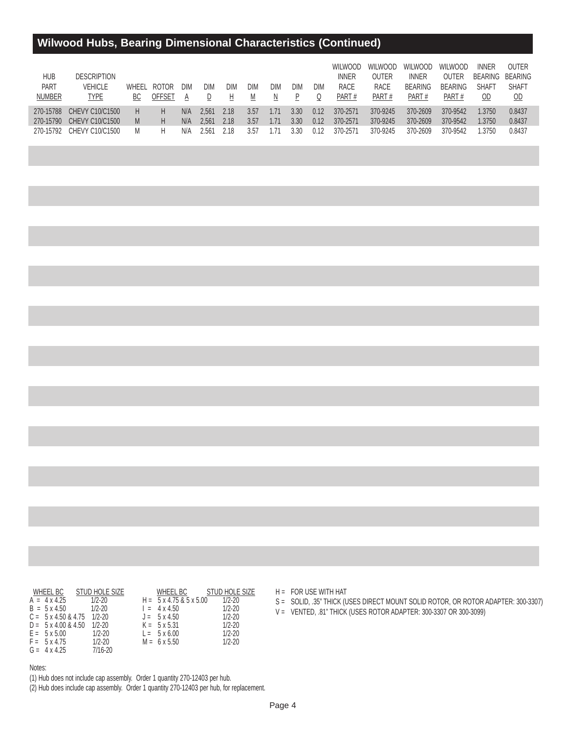## Wilwood Hubs, Bearing Dimensional Characteristics (Continued)

| HUB PART NUMBER | DESCRIPTION VEHICLE TYPE | WHEEL BC | ROTOR OFFSET | DIM A | DIM D | DIM H | DIM M | DIM N | DIM P | DIM Q | WILWOOD INNER RACE PART # | WILWOOD OUTER RACE PART # | WILWOOD INNER BEARING PART # | WILWOOD OUTER BEARING PART # | INNER BEARING SHAFT OD | OUTER BEARING SHAFT OD |
|---|---|---|---|---|---|---|---|---|---|---|---|---|---|---|---|---|
| 270-15788 | CHEVY C10/C1500 | H | H | N/A | 2,561 | 2.18 | 3.57 | 1.71 | 3.30 | 0.12 | 370-2571 | 370-9245 | 370-2609 | 370-9542 | 1.3750 | 0.8437 |
| 270-15790 | CHEVY C10/C1500 | M | H | N/A | 2,561 | 2.18 | 3.57 | 1.71 | 3.30 | 0.12 | 370-2571 | 370-9245 | 370-2609 | 370-9542 | 1.3750 | 0.8437 |
| 270-15792 | CHEVY C10/C1500 | M | H | N/A | 2.561 | 2.18 | 3.57 | 1.71 | 3.30 | 0.12 | 370-2571 | 370-9245 | 370-2609 | 370-9542 | 1.3750 | 0.8437 |

| WHEEL BC | STUD HOLE SIZE |
|---|---|
| A = 4 x 4.25 | 1/2-20 |
| B = 5 x 4.50 | 1/2-20 |
| C = 5 x 4.50 & 4.75 | 1/2-20 |
| D = 5 x 4.00 & 4.50 | 1/2-20 |
| E = 5 x 5.00 | 1/2-20 |
| F = 5 x 4.75 | 1/2-20 |
| G = 4 x 4.25 | 7/16-20 |

| WHEEL BC | STUD HOLE SIZE |
|---|---|
| H = 5 x 4.75 & 5 x 5.00 | 1/2-20 |
| I = 4 x 4.50 | 1/2-20 |
| J = 5 x 4.50 | 1/2-20 |
| K = 5 x 5.31 | 1/2-20 |
| L = 5 x 6.00 | 1/2-20 |
| M = 6 x 5.50 | 1/2-20 |

H = FOR USE WITH HAT
S = SOLID, .35" THICK (USES DIRECT MOUNT SOLID ROTOR, OR ROTOR ADAPTER: 300-3307)
V = VENTED, .81" THICK (USES ROTOR ADAPTER: 300-3307 OR 300-3099)

Notes:
(1) Hub does not include cap assembly. Order 1 quantity 270-12403 per hub.
(2) Hub does include cap assembly. Order 1 quantity 270-12403 per hub, for replacement.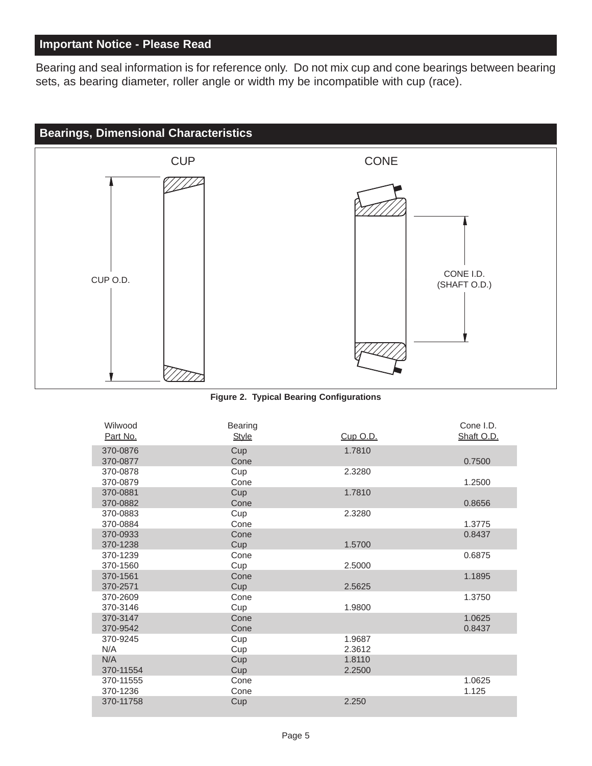## Important Notice - Please Read

Bearing and seal information is for reference only. Do not mix cup and cone bearings between bearing sets, as bearing diameter, roller angle or width my be incompatible with cup (race).

## Bearings, Dimensional Characteristics

CUP

CONE

CUP O.D.

CONE I.D. (SHAFT O.D.)

**Figure 2. Typical Bearing Configurations**

| Wilwood Part No. | Bearing Style | Cup O.D. | Cone I.D. Shaft O.D. |
|---|---|---|---|
| 370-0876 | Cup | 1.7810 | |
| 370-0877 | Cone | | 0.7500 |
| 370-0878 | Cup | 2.3280 | |
| 370-0879 | Cone | | 1.2500 |
| 370-0881 | Cup | 1.7810 | |
| 370-0882 | Cone | | 0.8656 |
| 370-0883 | Cup | 2.3280 | |
| 370-0884 | Cone | | 1.3775 |
| 370-0933 | Cone | | 0.8437 |
| 370-1238 | Cup | 1.5700 | |
| 370-1239 | Cone | | 0.6875 |
| 370-1560 | Cup | 2.5000 | |
| 370-1561 | Cone | | 1.1895 |
| 370-2571 | Cup | 2.5625 | |
| 370-2609 | Cone | | 1.3750 |
| 370-3146 | Cup | 1.9800 | |
| 370-3147 | Cone | | 1.0625 |
| 370-9542 | Cone | | 0.8437 |
| 370-9245 | Cup | 1.9687 | |
| N/A | Cup | 2.3612 | |
| N/A | Cup | 1.8110 | |
| 370-11554 | Cup | 2.2500 | |
| 370-11555 | Cone | | 1.0625 |
| 370-1236 | Cone | | 1.125 |
| 370-11758 | Cup | 2.250 | |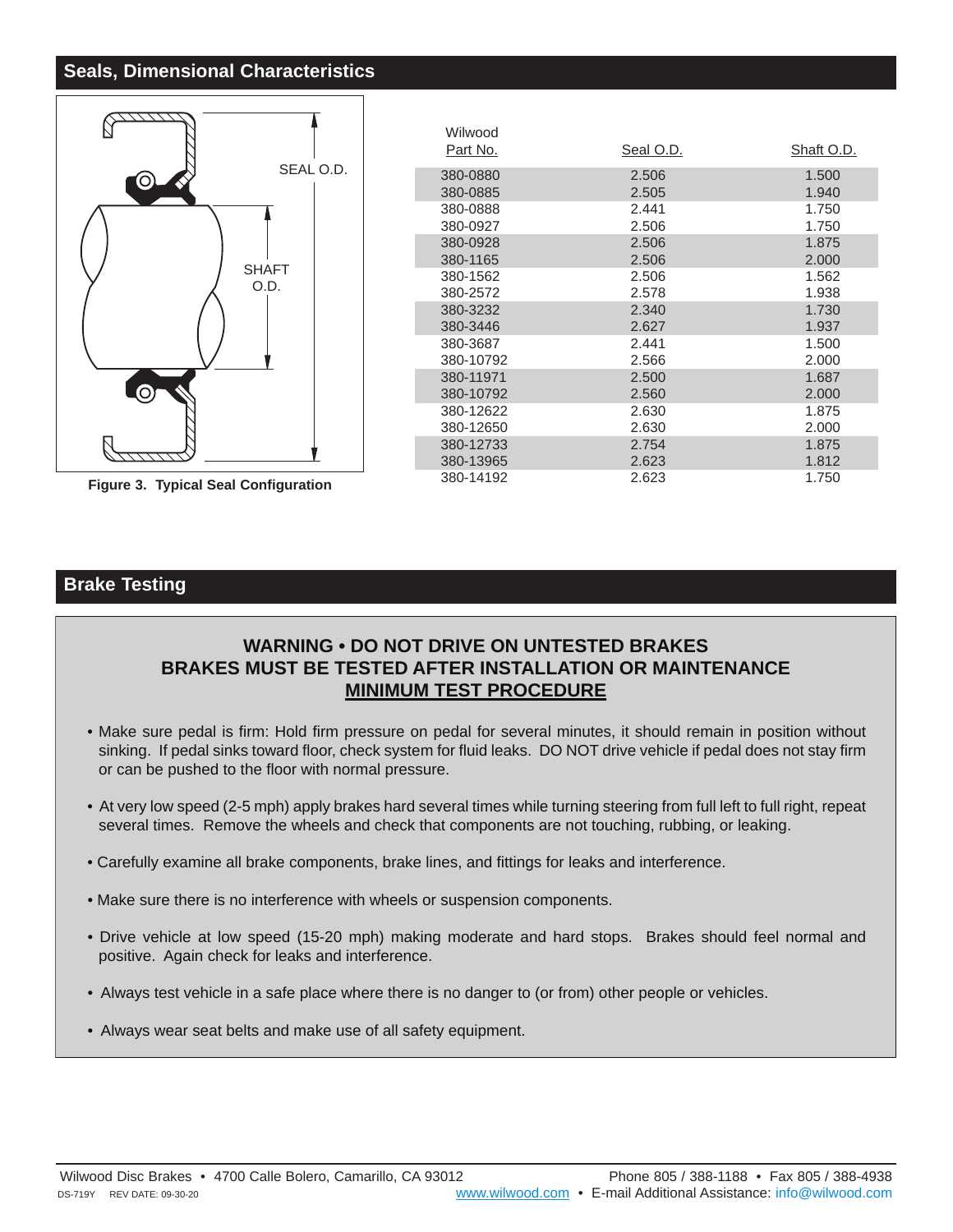## Seals, Dimensional Characteristics

SEAL O.D.

SHAFT O.D.

Figure 3. Typical Seal Configuration

| Wilwood Part No. | Seal O.D. | Shaft O.D. |
|---|---|---|
| 380-0880 | 2.506 | 1.500 |
| 380-0885 | 2.505 | 1.940 |
| 380-0888 | 2.441 | 1.750 |
| 380-0927 | 2.506 | 1.750 |
| 380-0928 | 2.506 | 1.875 |
| 380-1165 | 2.506 | 2.000 |
| 380-1562 | 2.506 | 1.562 |
| 380-2572 | 2.578 | 1.938 |
| 380-3232 | 2.340 | 1.730 |
| 380-3446 | 2.627 | 1.937 |
| 380-3687 | 2.441 | 1.500 |
| 380-10792 | 2.566 | 2.000 |
| 380-11971 | 2.500 | 1.687 |
| 380-10792 | 2.560 | 2.000 |
| 380-12622 | 2.630 | 1.875 |
| 380-12650 | 2.630 | 2.000 |
| 380-12733 | 2.754 | 1.875 |
| 380-13965 | 2.623 | 1.812 |
| 380-14192 | 2.623 | 1.750 |

## Brake Testing

**WARNING • DO NOT DRIVE ON UNTESTED BRAKES**
**BRAKES MUST BE TESTED AFTER INSTALLATION OR MAINTENANCE**
**MINIMUM TEST PROCEDURE**

- Make sure pedal is firm: Hold firm pressure on pedal for several minutes, it should remain in position without sinking. If pedal sinks toward floor, check system for fluid leaks. DO NOT drive vehicle if pedal does not stay firm or can be pushed to the floor with normal pressure.
- At very low speed (2-5 mph) apply brakes hard several times while turning steering from full left to full right, repeat several times. Remove the wheels and check that components are not touching, rubbing, or leaking.
- Carefully examine all brake components, brake lines, and fittings for leaks and interference.
- Make sure there is no interference with wheels or suspension components.
- Drive vehicle at low speed (15-20 mph) making moderate and hard stops. Brakes should feel normal and positive. Again check for leaks and interference.
- Always test vehicle in a safe place where there is no danger to (or from) other people or vehicles.
- Always wear seat belts and make use of all safety equipment.

Wilwood Disc Brakes • 4700 Calle Bolero, Camarillo, CA 93012 Phone 805 / 388-1188 • Fax 805 / 388-4938
DS-719Y REV DATE: 09-30-20 www.wilwood.com • E-mail Additional Assistance: info@wilwood.com